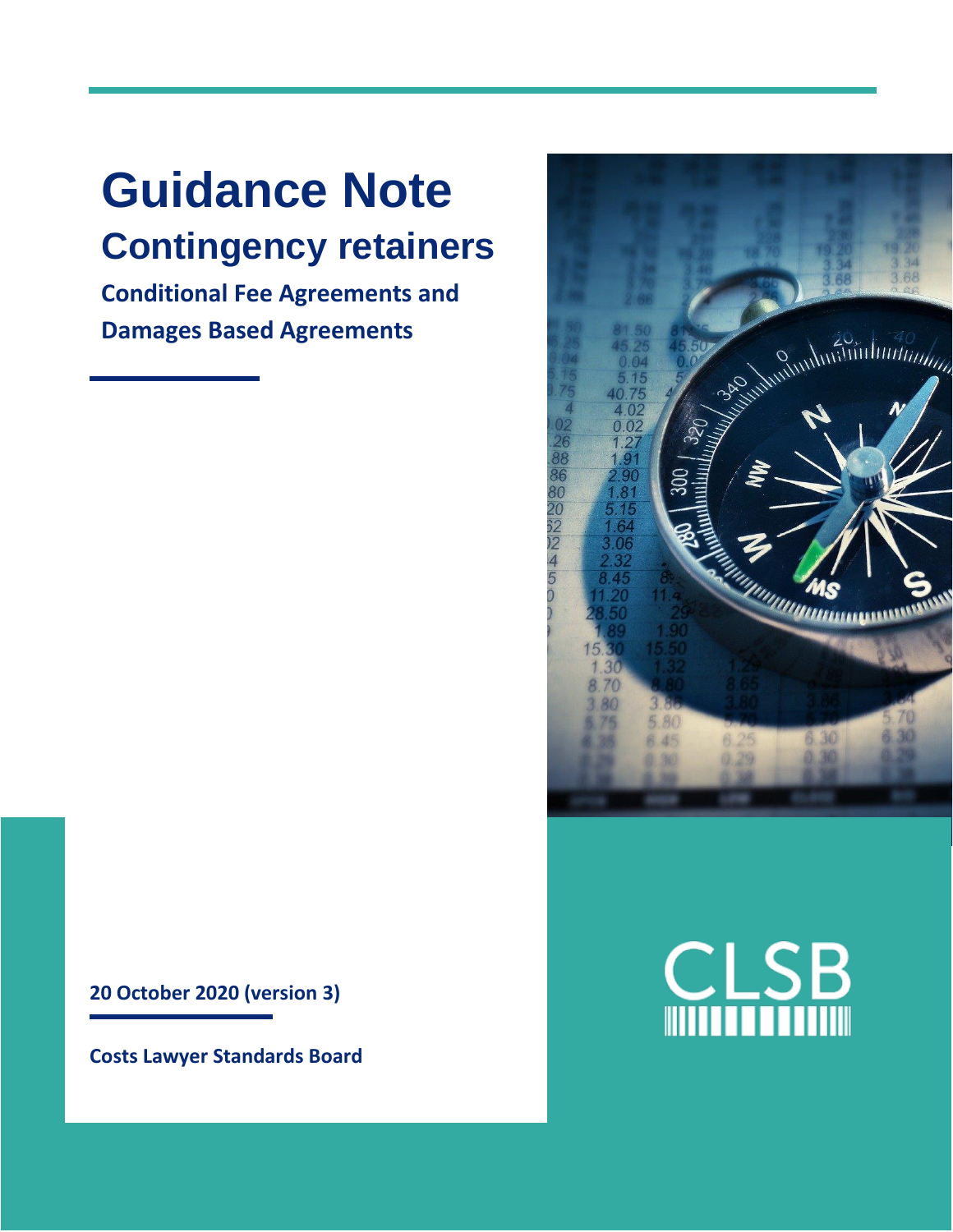# Guidance Note

## Contingency retainers

### Conditional Fee Agreements and Damages Based Agreements

**20 October 2020 (version 3)**

**Costs Lawyer Standards Board**

CLSB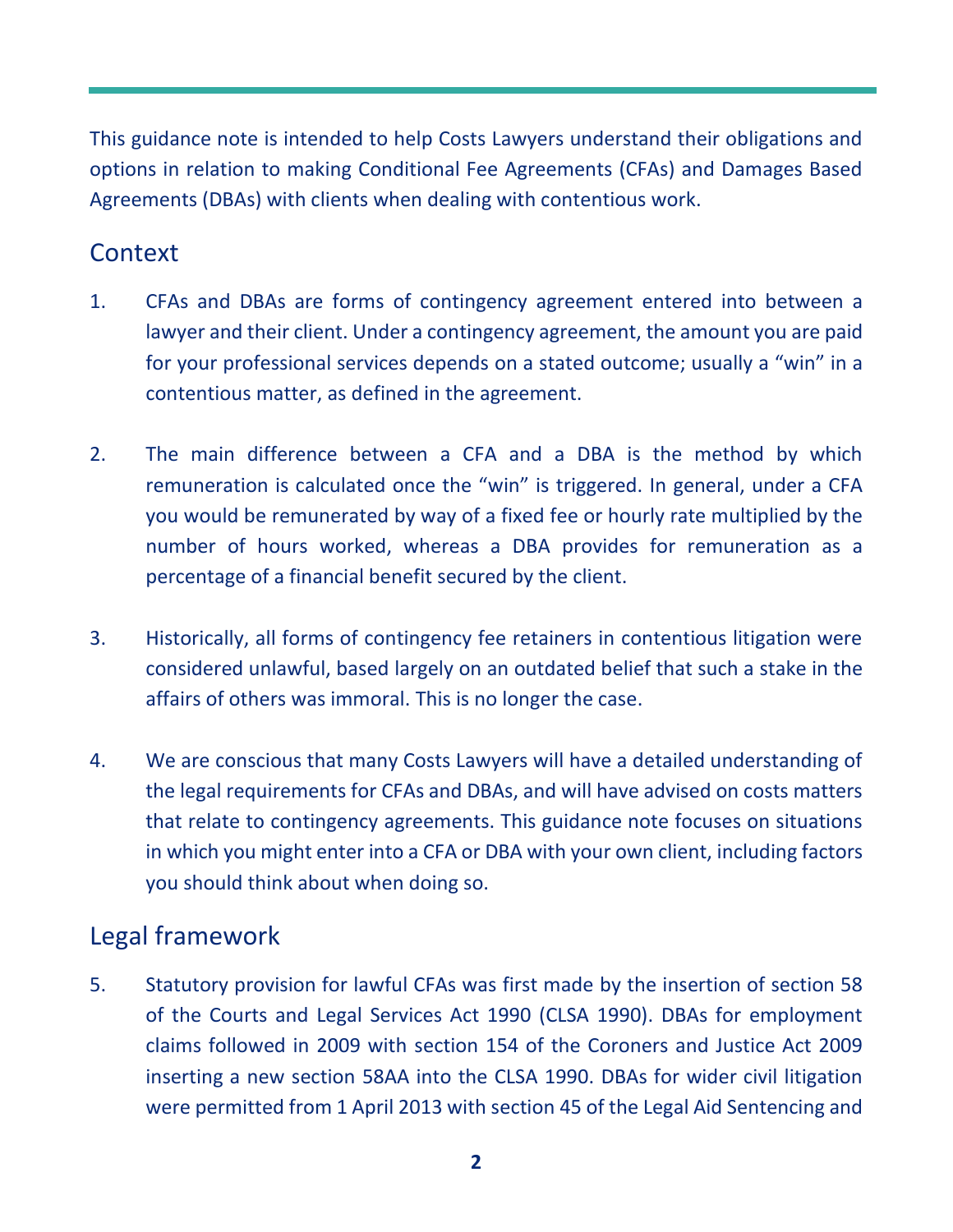This guidance note is intended to help Costs Lawyers understand their obligations and options in relation to making Conditional Fee Agreements (CFAs) and Damages Based Agreements (DBAs) with clients when dealing with contentious work.

## Context

1. CFAs and DBAs are forms of contingency agreement entered into between a lawyer and their client. Under a contingency agreement, the amount you are paid for your professional services depends on a stated outcome; usually a "win" in a contentious matter, as defined in the agreement.

2. The main difference between a CFA and a DBA is the method by which remuneration is calculated once the "win" is triggered. In general, under a CFA you would be remunerated by way of a fixed fee or hourly rate multiplied by the number of hours worked, whereas a DBA provides for remuneration as a percentage of a financial benefit secured by the client.

3. Historically, all forms of contingency fee retainers in contentious litigation were considered unlawful, based largely on an outdated belief that such a stake in the affairs of others was immoral. This is no longer the case.

4. We are conscious that many Costs Lawyers will have a detailed understanding of the legal requirements for CFAs and DBAs, and will have advised on costs matters that relate to contingency agreements. This guidance note focuses on situations in which you might enter into a CFA or DBA with your own client, including factors you should think about when doing so.

## Legal framework

5. Statutory provision for lawful CFAs was first made by the insertion of section 58 of the Courts and Legal Services Act 1990 (CLSA 1990). DBAs for employment claims followed in 2009 with section 154 of the Coroners and Justice Act 2009 inserting a new section 58AA into the CLSA 1990. DBAs for wider civil litigation were permitted from 1 April 2013 with section 45 of the Legal Aid Sentencing and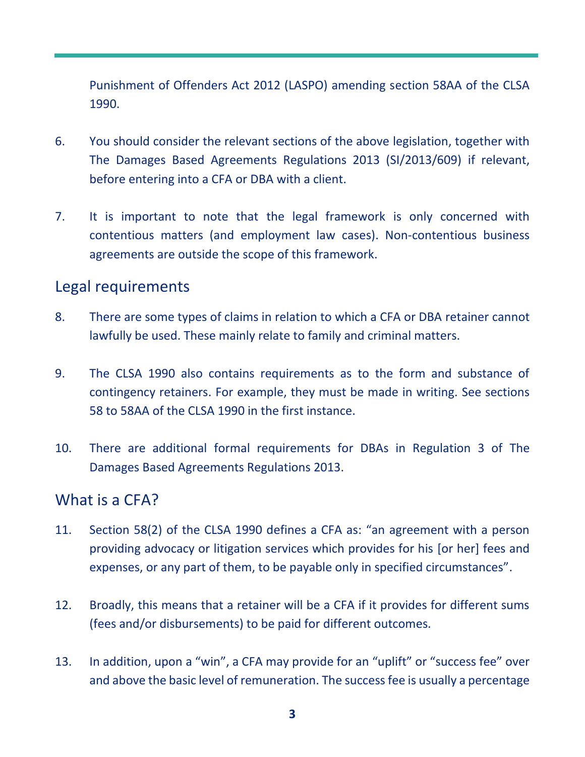Punishment of Offenders Act 2012 (LASPO) amending section 58AA of the CLSA 1990.

6. You should consider the relevant sections of the above legislation, together with The Damages Based Agreements Regulations 2013 (SI/2013/609) if relevant, before entering into a CFA or DBA with a client.

7. It is important to note that the legal framework is only concerned with contentious matters (and employment law cases). Non-contentious business agreements are outside the scope of this framework.

## Legal requirements

8. There are some types of claims in relation to which a CFA or DBA retainer cannot lawfully be used. These mainly relate to family and criminal matters.

9. The CLSA 1990 also contains requirements as to the form and substance of contingency retainers. For example, they must be made in writing. See sections 58 to 58AA of the CLSA 1990 in the first instance.

10. There are additional formal requirements for DBAs in Regulation 3 of The Damages Based Agreements Regulations 2013.

## What is a CFA?

11. Section 58(2) of the CLSA 1990 defines a CFA as: "an agreement with a person providing advocacy or litigation services which provides for his [or her] fees and expenses, or any part of them, to be payable only in specified circumstances".

12. Broadly, this means that a retainer will be a CFA if it provides for different sums (fees and/or disbursements) to be paid for different outcomes.

13. In addition, upon a "win", a CFA may provide for an "uplift" or "success fee" over and above the basic level of remuneration. The success fee is usually a percentage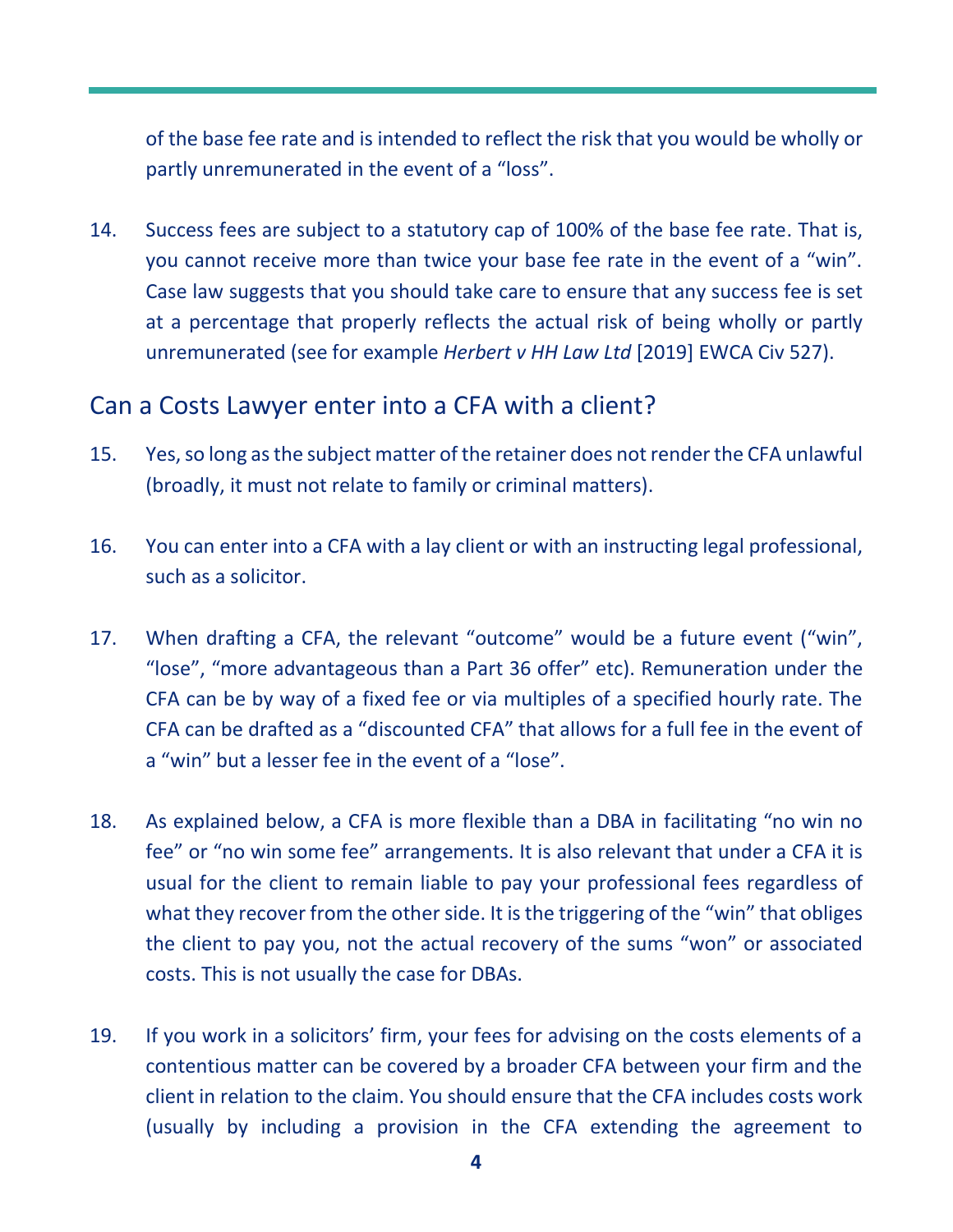of the base fee rate and is intended to reflect the risk that you would be wholly or partly unremunerated in the event of a "loss".

14. Success fees are subject to a statutory cap of 100% of the base fee rate. That is, you cannot receive more than twice your base fee rate in the event of a "win". Case law suggests that you should take care to ensure that any success fee is set at a percentage that properly reflects the actual risk of being wholly or partly unremunerated (see for example *Herbert v HH Law Ltd* [2019] EWCA Civ 527).

## Can a Costs Lawyer enter into a CFA with a client?

15. Yes, so long as the subject matter of the retainer does not render the CFA unlawful (broadly, it must not relate to family or criminal matters).

16. You can enter into a CFA with a lay client or with an instructing legal professional, such as a solicitor.

17. When drafting a CFA, the relevant "outcome" would be a future event ("win", "lose", "more advantageous than a Part 36 offer" etc). Remuneration under the CFA can be by way of a fixed fee or via multiples of a specified hourly rate. The CFA can be drafted as a "discounted CFA" that allows for a full fee in the event of a "win" but a lesser fee in the event of a "lose".

18. As explained below, a CFA is more flexible than a DBA in facilitating "no win no fee" or "no win some fee" arrangements. It is also relevant that under a CFA it is usual for the client to remain liable to pay your professional fees regardless of what they recover from the other side. It is the triggering of the "win" that obliges the client to pay you, not the actual recovery of the sums "won" or associated costs. This is not usually the case for DBAs.

19. If you work in a solicitors' firm, your fees for advising on the costs elements of a contentious matter can be covered by a broader CFA between your firm and the client in relation to the claim. You should ensure that the CFA includes costs work (usually by including a provision in the CFA extending the agreement to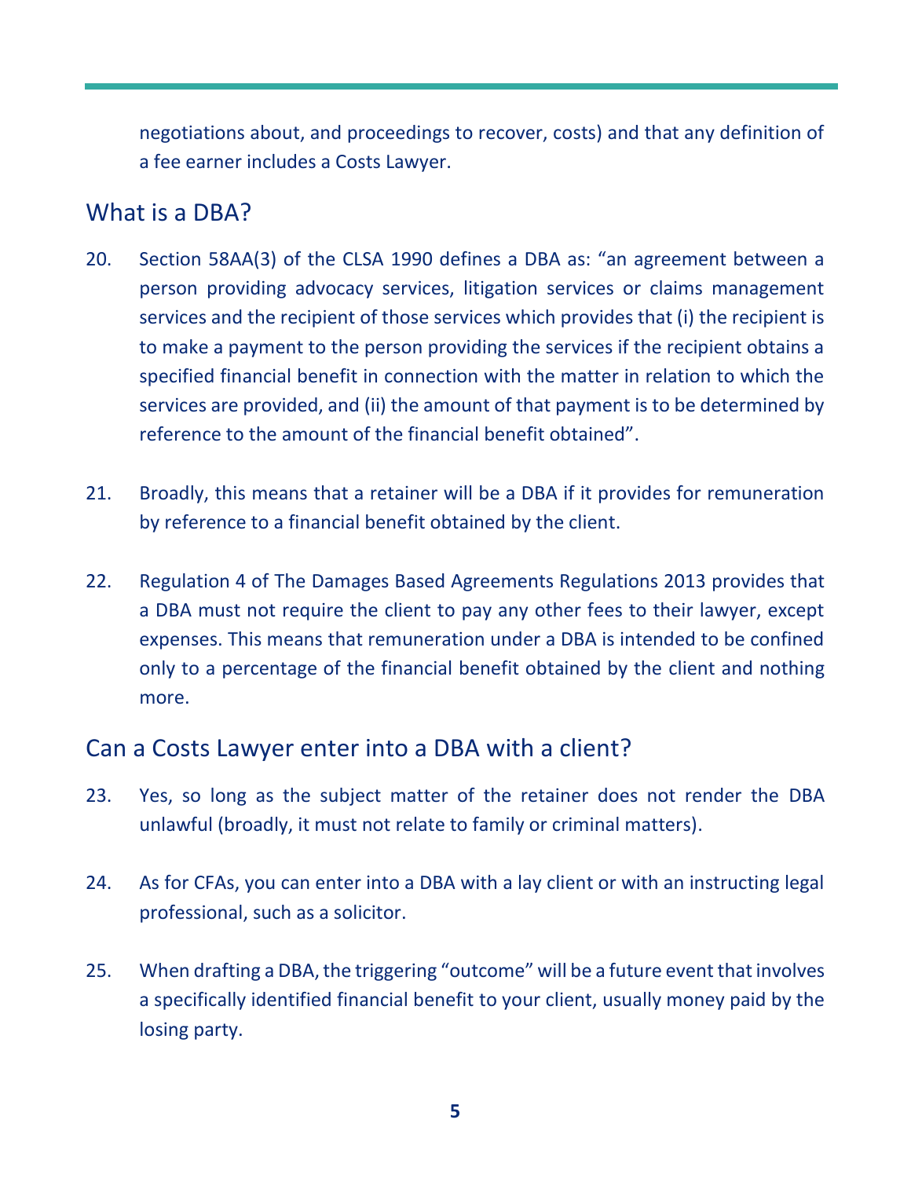negotiations about, and proceedings to recover, costs) and that any definition of a fee earner includes a Costs Lawyer.

## What is a DBA?

20. Section 58AA(3) of the CLSA 1990 defines a DBA as: "an agreement between a person providing advocacy services, litigation services or claims management services and the recipient of those services which provides that (i) the recipient is to make a payment to the person providing the services if the recipient obtains a specified financial benefit in connection with the matter in relation to which the services are provided, and (ii) the amount of that payment is to be determined by reference to the amount of the financial benefit obtained".

21. Broadly, this means that a retainer will be a DBA if it provides for remuneration by reference to a financial benefit obtained by the client.

22. Regulation 4 of The Damages Based Agreements Regulations 2013 provides that a DBA must not require the client to pay any other fees to their lawyer, except expenses. This means that remuneration under a DBA is intended to be confined only to a percentage of the financial benefit obtained by the client and nothing more.

## Can a Costs Lawyer enter into a DBA with a client?

23. Yes, so long as the subject matter of the retainer does not render the DBA unlawful (broadly, it must not relate to family or criminal matters).

24. As for CFAs, you can enter into a DBA with a lay client or with an instructing legal professional, such as a solicitor.

25. When drafting a DBA, the triggering "outcome" will be a future event that involves a specifically identified financial benefit to your client, usually money paid by the losing party.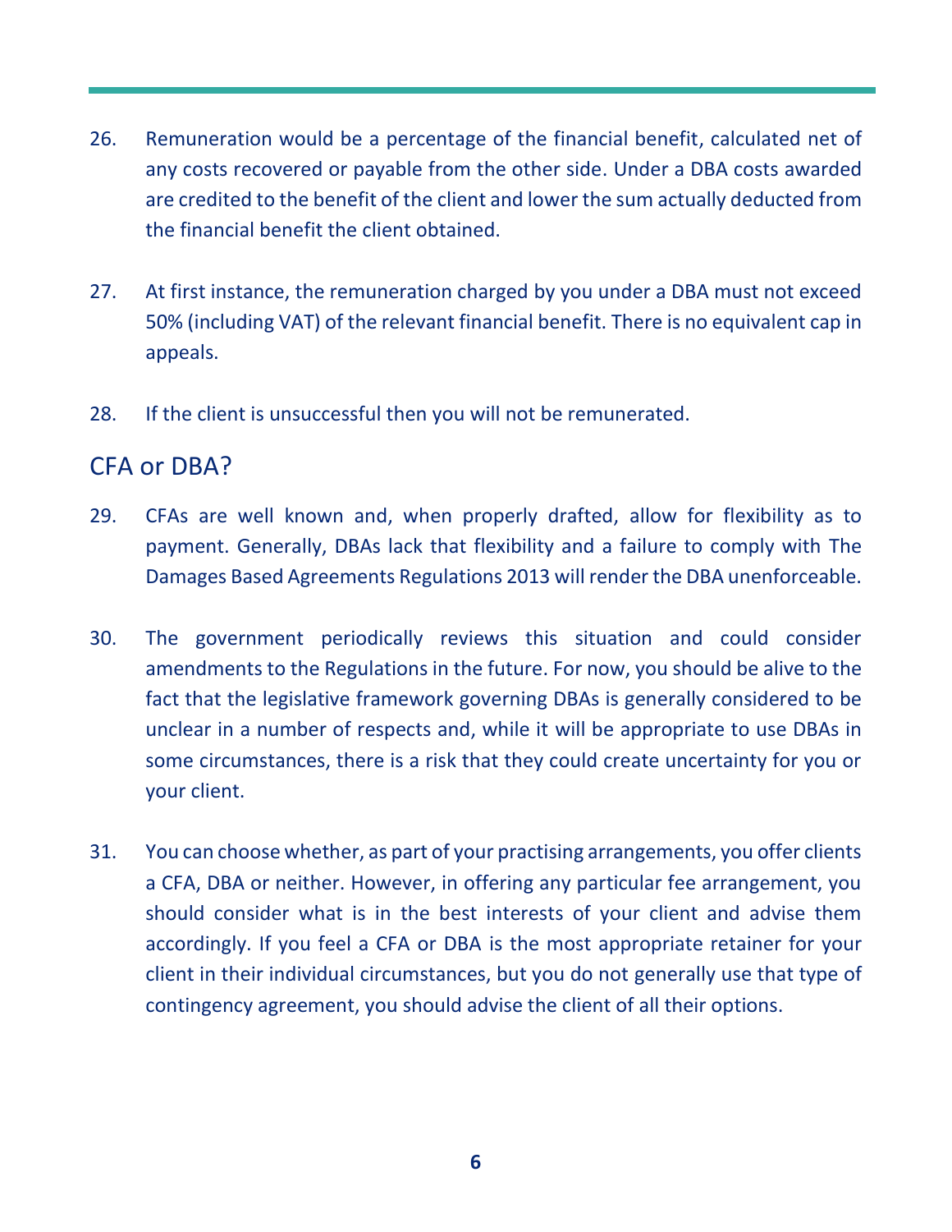26. Remuneration would be a percentage of the financial benefit, calculated net of any costs recovered or payable from the other side. Under a DBA costs awarded are credited to the benefit of the client and lower the sum actually deducted from the financial benefit the client obtained.

27. At first instance, the remuneration charged by you under a DBA must not exceed 50% (including VAT) of the relevant financial benefit. There is no equivalent cap in appeals.

28. If the client is unsuccessful then you will not be remunerated.

## CFA or DBA?

29. CFAs are well known and, when properly drafted, allow for flexibility as to payment. Generally, DBAs lack that flexibility and a failure to comply with The Damages Based Agreements Regulations 2013 will render the DBA unenforceable.

30. The government periodically reviews this situation and could consider amendments to the Regulations in the future. For now, you should be alive to the fact that the legislative framework governing DBAs is generally considered to be unclear in a number of respects and, while it will be appropriate to use DBAs in some circumstances, there is a risk that they could create uncertainty for you or your client.

31. You can choose whether, as part of your practising arrangements, you offer clients a CFA, DBA or neither. However, in offering any particular fee arrangement, you should consider what is in the best interests of your client and advise them accordingly. If you feel a CFA or DBA is the most appropriate retainer for your client in their individual circumstances, but you do not generally use that type of contingency agreement, you should advise the client of all their options.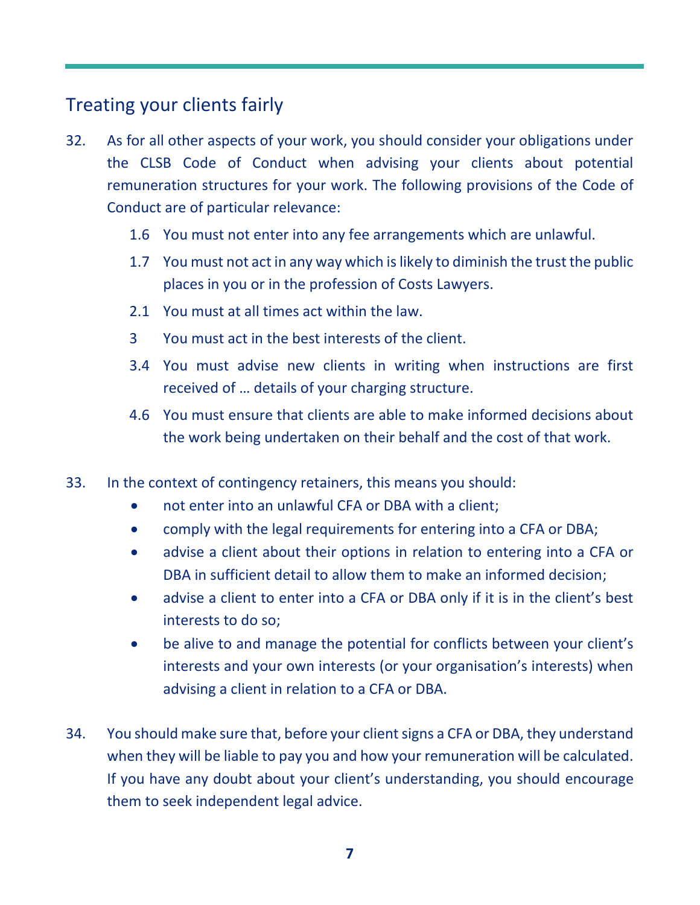## Treating your clients fairly

32. As for all other aspects of your work, you should consider your obligations under the CLSB Code of Conduct when advising your clients about potential remuneration structures for your work. The following provisions of the Code of Conduct are of particular relevance:

    1.6 You must not enter into any fee arrangements which are unlawful.

    1.7 You must not act in any way which is likely to diminish the trust the public places in you or in the profession of Costs Lawyers.

    2.1 You must at all times act within the law.

    3 You must act in the best interests of the client.

    3.4 You must advise new clients in writing when instructions are first received of … details of your charging structure.

    4.6 You must ensure that clients are able to make informed decisions about the work being undertaken on their behalf and the cost of that work.

33. In the context of contingency retainers, this means you should:
    - not enter into an unlawful CFA or DBA with a client;
    - comply with the legal requirements for entering into a CFA or DBA;
    - advise a client about their options in relation to entering into a CFA or DBA in sufficient detail to allow them to make an informed decision;
    - advise a client to enter into a CFA or DBA only if it is in the client's best interests to do so;
    - be alive to and manage the potential for conflicts between your client's interests and your own interests (or your organisation's interests) when advising a client in relation to a CFA or DBA.

34. You should make sure that, before your client signs a CFA or DBA, they understand when they will be liable to pay you and how your remuneration will be calculated. If you have any doubt about your client's understanding, you should encourage them to seek independent legal advice.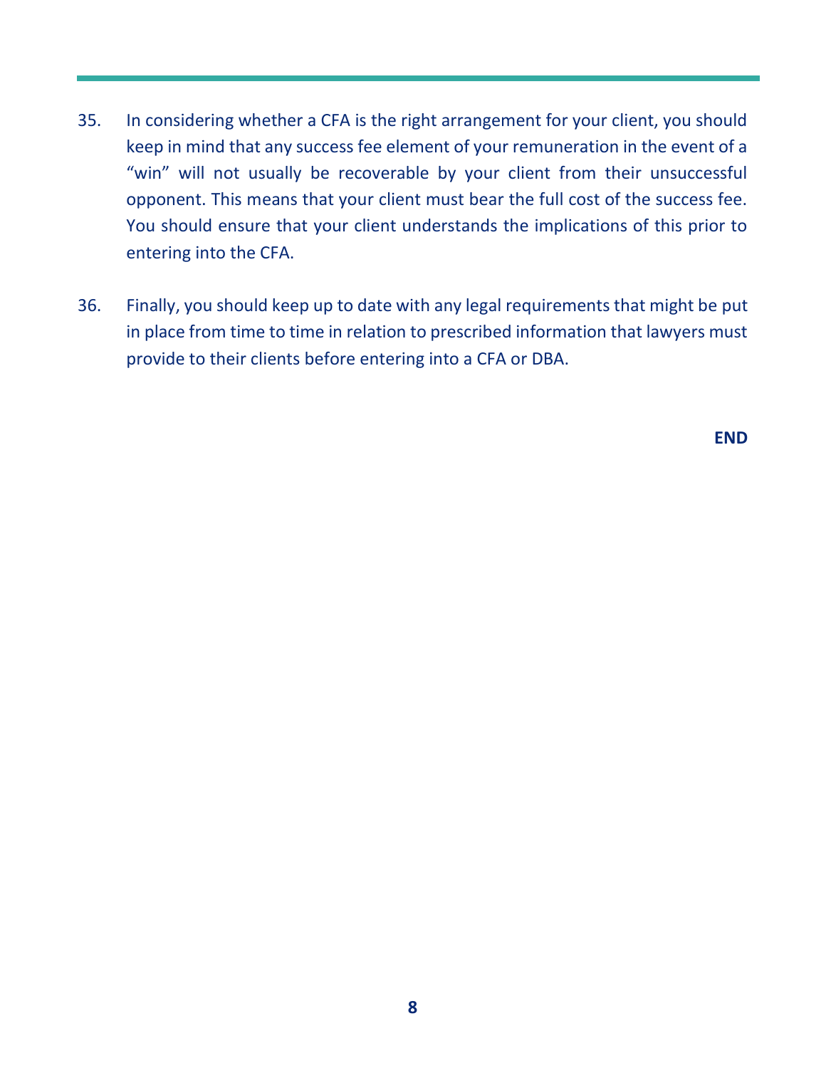35. In considering whether a CFA is the right arrangement for your client, you should keep in mind that any success fee element of your remuneration in the event of a "win" will not usually be recoverable by your client from their unsuccessful opponent. This means that your client must bear the full cost of the success fee. You should ensure that your client understands the implications of this prior to entering into the CFA.

36. Finally, you should keep up to date with any legal requirements that might be put in place from time to time in relation to prescribed information that lawyers must provide to their clients before entering into a CFA or DBA.

**END**